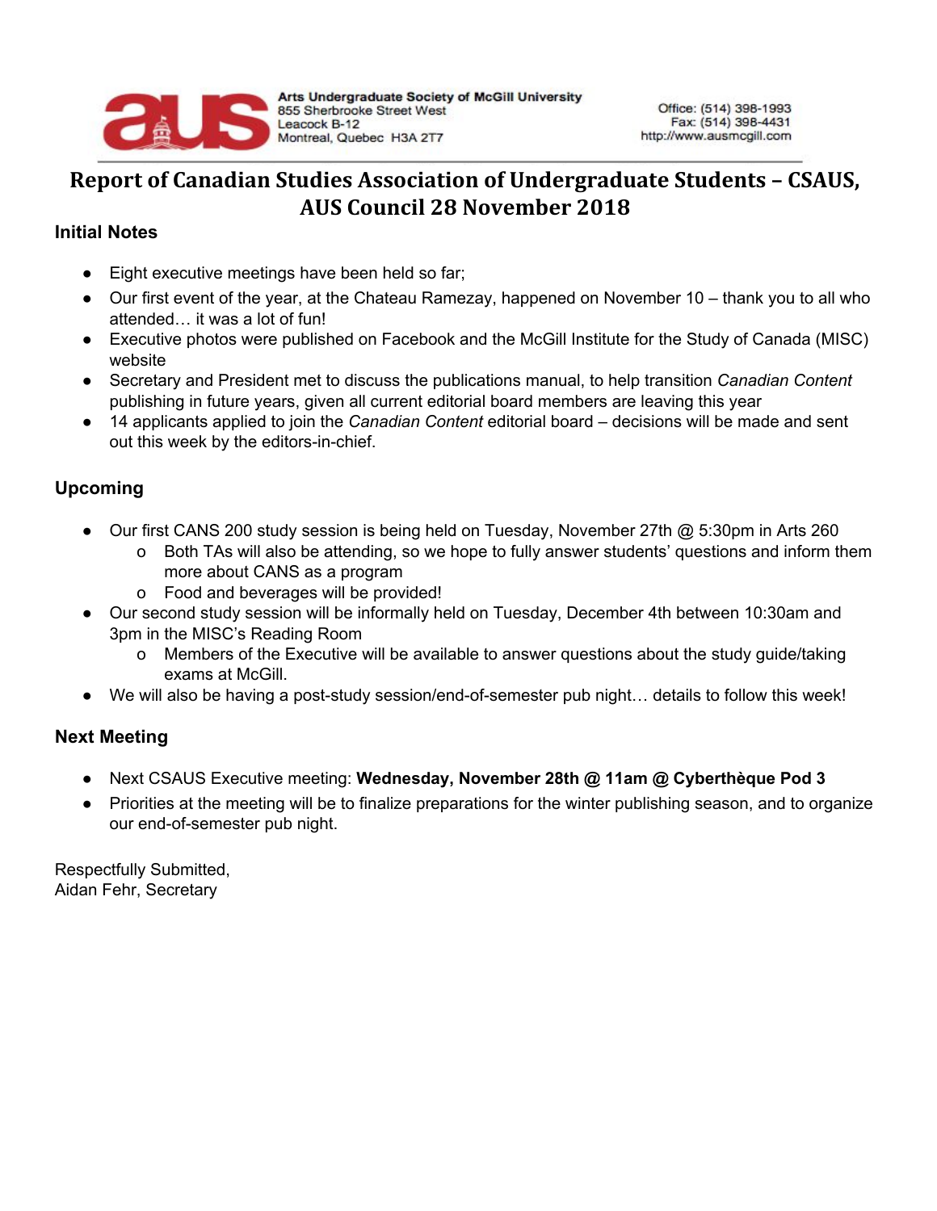Arts Undergraduate Society of McGill University
855 Sherbrooke Street West
Leacock B-12
Montreal, Quebec H3A 2T7

Office: (514) 398-1993
Fax: (514) 398-4431
http://www.ausmcgill.com

# Report of Canadian Studies Association of Undergraduate Students – CSAUS, AUS Council 28 November 2018

### Initial Notes

- Eight executive meetings have been held so far;
- Our first event of the year, at the Chateau Ramezay, happened on November 10 – thank you to all who attended… it was a lot of fun!
- Executive photos were published on Facebook and the McGill Institute for the Study of Canada (MISC) website
- Secretary and President met to discuss the publications manual, to help transition *Canadian Content* publishing in future years, given all current editorial board members are leaving this year
- 14 applicants applied to join the *Canadian Content* editorial board – decisions will be made and sent out this week by the editors-in-chief.

### Upcoming

- Our first CANS 200 study session is being held on Tuesday, November 27th @ 5:30pm in Arts 260
  - Both TAs will also be attending, so we hope to fully answer students' questions and inform them more about CANS as a program
  - Food and beverages will be provided!
- Our second study session will be informally held on Tuesday, December 4th between 10:30am and 3pm in the MISC's Reading Room
  - Members of the Executive will be available to answer questions about the study guide/taking exams at McGill.
- We will also be having a post-study session/end-of-semester pub night… details to follow this week!

### Next Meeting

- Next CSAUS Executive meeting: **Wednesday, November 28th @ 11am @ Cyberthèque Pod 3**
- Priorities at the meeting will be to finalize preparations for the winter publishing season, and to organize our end-of-semester pub night.

Respectfully Submitted,
Aidan Fehr, Secretary